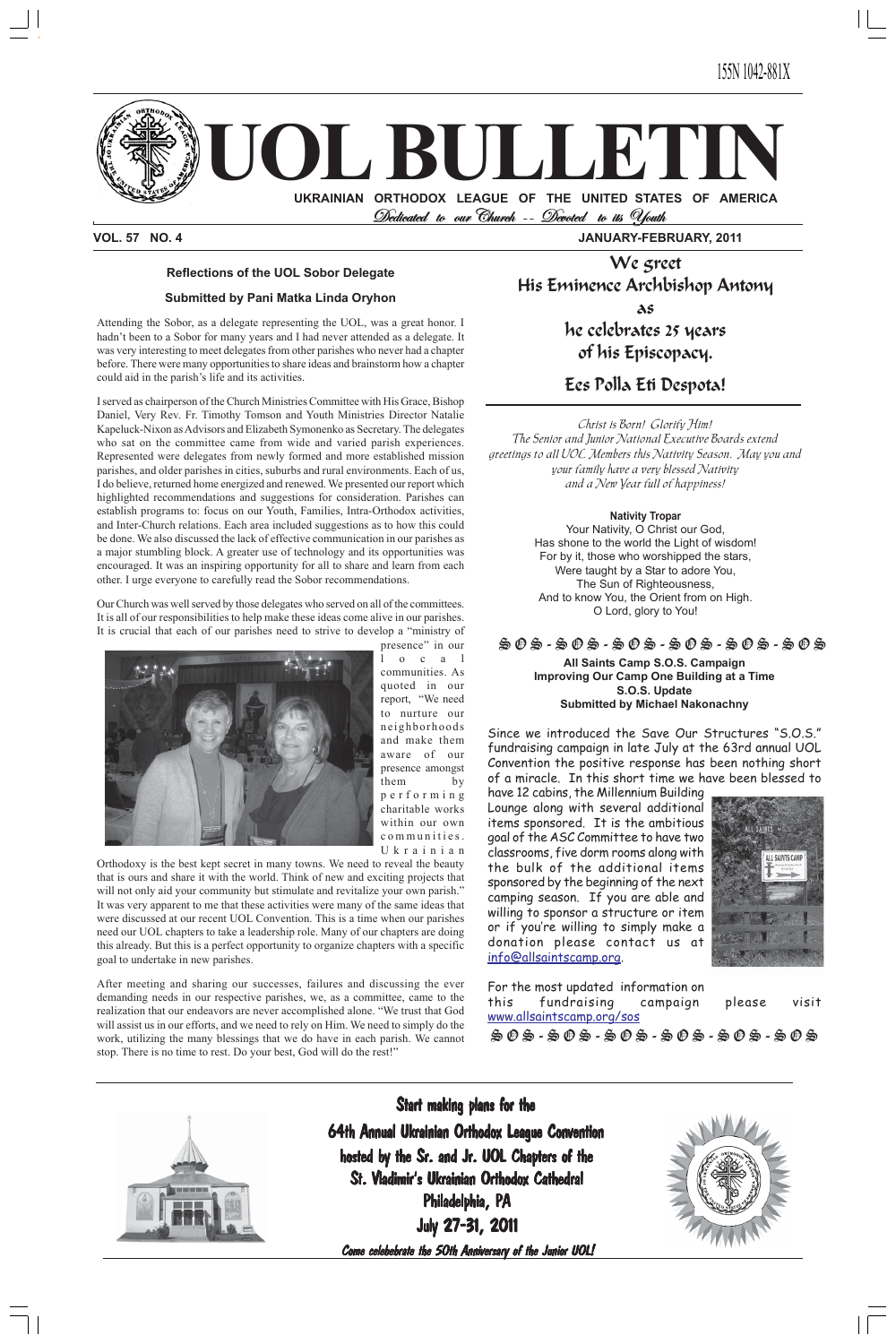ISSN 1042-881X

# UOL BULLETIN

**UKRAINIAN ORTHODOX LEAGUE OF THE UNITED STATES OF AMERICA**

*Dedicated to our Church -- Devoted to its Youth*

**VOL. 57 NO. 4** **JANUARY-FEBRUARY, 2011**

## Reflections of the UOL Sobor Delegate

**Submitted by Pani Matka Linda Oryhon**

Attending the Sobor, as a delegate representing the UOL, was a great honor. I hadn't been to a Sobor for many years and I had never attended as a delegate. It was very interesting to meet delegates from other parishes who never had a chapter before. There were many opportunities to share ideas and brainstorm how a chapter could aid in the parish's life and its activities.

I served as chairperson of the Church Ministries Committee with His Grace, Bishop Daniel, Very Rev. Fr. Timothy Tomson and Youth Ministries Director Natalie Kapeluck-Nixon as Advisors and Elizabeth Symonenko as Secretary. The delegates who sat on the committee came from wide and varied parish experiences. Represented were delegates from newly formed and more established mission parishes, and older parishes in cities, suburbs and rural environments. Each of us, I do believe, returned home energized and renewed. We presented our report which highlighted recommendations and suggestions for consideration. Parishes can establish programs to: focus on our Youth, Families, Intra-Orthodox activities, and Inter-Church relations. Each area included suggestions as to how this could be done. We also discussed the lack of effective communication in our parishes as a major stumbling block. A greater use of technology and its opportunities was encouraged. It was an inspiring opportunity for all to share and learn from each other. I urge everyone to carefully read the Sobor recommendations.

Our Church was well served by those delegates who served on all of the committees. It is all of our responsibilities to help make these ideas come alive in our parishes. It is crucial that each of our parishes need to strive to develop a "ministry of presence" in our local communities. As quoted in our report, "We need to nurture our neighborhoods and make them aware of our presence amongst them by performing charitable works within our own communities. Ukrainian Orthodoxy is the best kept secret in many towns. We need to reveal the beauty that is ours and share it with the world. Think of new and exciting projects that will not only aid your community but stimulate and revitalize your own parish." It was very apparent to me that these activities were many of the same ideas that were discussed at our recent UOL Convention. This is a time when our parishes need our UOL chapters to take a leadership role. Many of our chapters are doing this already. But this is a perfect opportunity to organize chapters with a specific goal to undertake in new parishes.

After meeting and sharing our successes, failures and discussing the ever demanding needs in our respective parishes, we, as a committee, came to the realization that our endeavors are never accomplished alone. "We trust that God will assist us in our efforts, and we need to rely on Him. We need to simply do the work, utilizing the many blessings that we do have in each parish. We cannot stop. There is no time to rest. Do your best, God will do the rest!"

## We greet His Eminence Archbishop Antony as he celebrates 25 years of his Episcopacy.

## Ees Polla Eti Despota!

*Christ is Born! Glorify Him!*
*The Senior and Junior National Executive Boards extend greetings to all UOL Members this Nativity Season. May you and your family have a very blessed Nativity and a New Year full of happiness!*

**Nativity Tropar**

Your Nativity, O Christ our God,
Has shone to the world the Light of wisdom!
For by it, those who worshipped the stars,
Were taught by a Star to adore You,
The Sun of Righteousness,
And to know You, the Orient from on High.
O Lord, glory to You!

SOS - SOS - SOS - SOS - SOS - SOS

**All Saints Camp S.O.S. Campaign**
**Improving Our Camp One Building at a Time**
**S.O.S. Update**
**Submitted by Michael Nakonachny**

Since we introduced the Save Our Structures "S.O.S." fundraising campaign in late July at the 63rd annual UOL Convention the positive response has been nothing short of a miracle. In this short time we have been blessed to have 12 cabins, the Millennium Building Lounge along with several additional items sponsored. It is the ambitious goal of the ASC Committee to have two classrooms, five dorm rooms along with the bulk of the additional items sponsored by the beginning of the next camping season. If you are able and willing to sponsor a structure or item or if you're willing to simply make a donation please contact us at info@allsaintscamp.org.

For the most updated information on this fundraising campaign please visit www.allsaintscamp.org/sos

SOS - SOS - SOS - SOS - SOS - SOS

**Start making plans for the**
**64th Annual Ukrainian Orthodox League Convention**
**hosted by the Sr. and Jr. UOL Chapters of the**
**St. Vladimir's Ukrainian Orthodox Cathedral**
**Philadelphia, PA**
**July 27-31, 2011**

***Come celebebrate the 50th Anniversary of the Junior UOL!***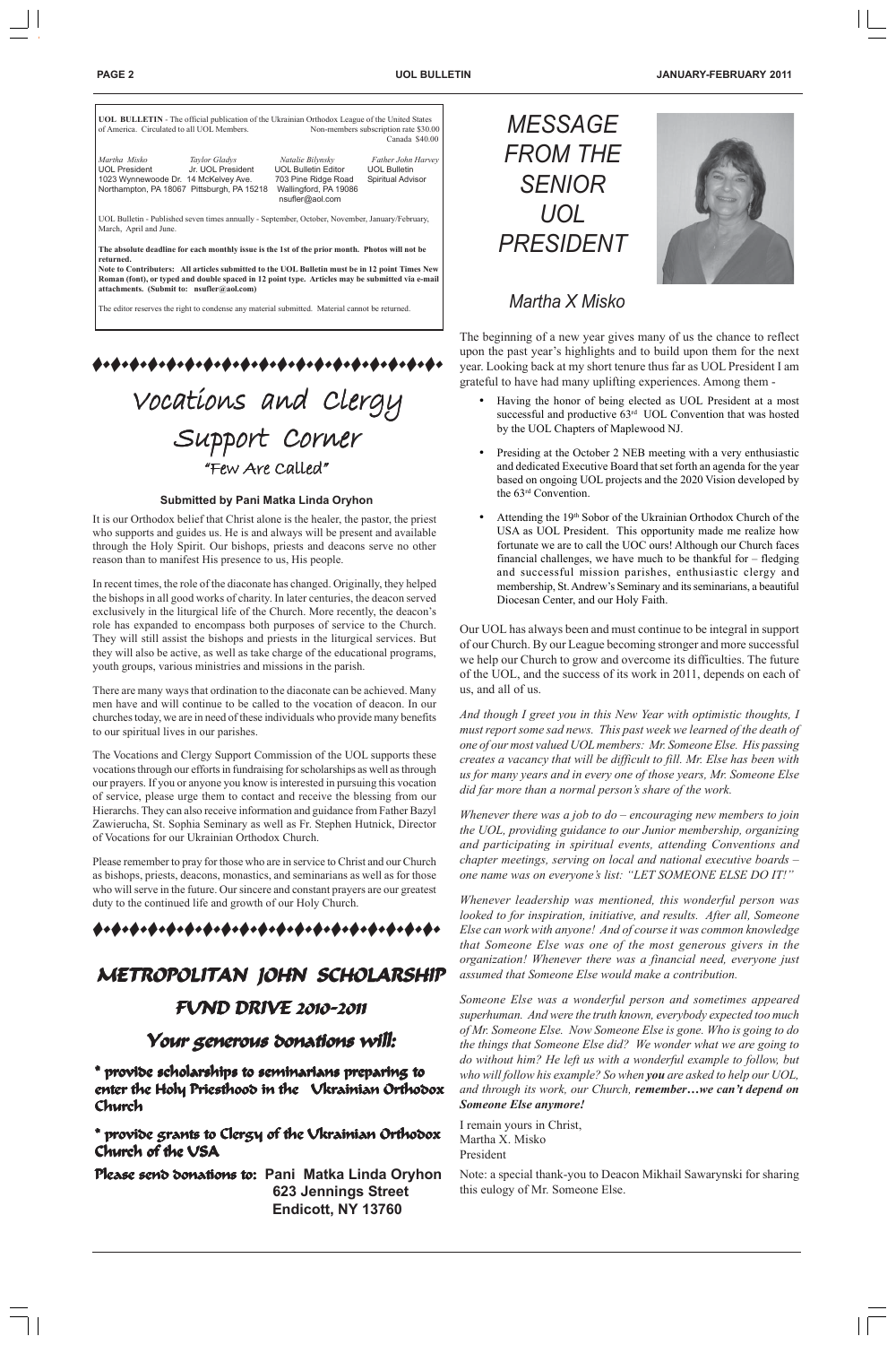**UOL BULLETIN** - The official publication of the Ukrainian Orthodox League of the United States of America. Circulated to all UOL Members. Non-members subscription rate $30.00 Canada $40.00

| *Martha Misko* | *Taylor Gladys* | *Natalie Bilynsky* | *Father John Harvey* |
|---|---|---|---|
| UOL President | Jr. UOL President | UOL Bulletin Editor | UOL Bulletin |
| 1023 Wynnewoode Dr. | 14 McKelvey Ave. | 703 Pine Ridge Road | Spiritual Advisor |
| Northampton, PA 18067 | Pittsburgh, PA 15218 | Wallingford, PA 19086 | |
| | | nsufler@aol.com | |

UOL Bulletin - Published seven times annually - September, October, November, January/February, March, April and June.

**The absolute deadline for each monthly issue is the 1st of the prior month. Photos will not be returned.**

**Note to Contributers: All articles submitted to the UOL Bulletin must be in 12 point Times New Roman (font), or typed and double spaced in 12 point type. Articles may be submitted via e-mail attachments. (Submit to: nsufler@aol.com)**

The editor reserves the right to condense any material submitted. Material cannot be returned.

# Vocations and Clergy Support Corner

## "Few Are Called"

**Submitted by Pani Matka Linda Oryhon**

It is our Orthodox belief that Christ alone is the healer, the pastor, the priest who supports and guides us. He is and always will be present and available through the Holy Spirit. Our bishops, priests and deacons serve no other reason than to manifest His presence to us, His people.

In recent times, the role of the diaconate has changed. Originally, they helped the bishops in all good works of charity. In later centuries, the deacon served exclusively in the liturgical life of the Church. More recently, the deacon's role has expanded to encompass both purposes of service to the Church. They will still assist the bishops and priests in the liturgical services. But they will also be active, as well as take charge of the educational programs, youth groups, various ministries and missions in the parish.

There are many ways that ordination to the diaconate can be achieved. Many men have and will continue to be called to the vocation of deacon. In our churches today, we are in need of these individuals who provide many benefits to our spiritual lives in our parishes.

The Vocations and Clergy Support Commission of the UOL supports these vocations through our efforts in fundraising for scholarships as well as through our prayers. If you or anyone you know is interested in pursuing this vocation of service, please urge them to contact and receive the blessing from our Hierarchs. They can also receive information and guidance from Father Bazyl Zawierucha, St. Sophia Seminary as well as Fr. Stephen Hutnick, Director of Vocations for our Ukrainian Orthodox Church.

Please remember to pray for those who are in service to Christ and our Church as bishops, priests, deacons, monastics, and seminarians as well as for those who will serve in the future. Our sincere and constant prayers are our greatest duty to the continued life and growth of our Holy Church.

# METROPOLITAN JOHN SCHOLARSHIP FUND DRIVE 2010-2011

## Your generous donations will:

\* provide scholarships to seminarians preparing to enter the Holy Priesthood in the Ukrainian Orthodox Church

\* provide grants to Clergy of the Ukrainian Orthodox Church of the USA

Please send donations to: **Pani Matka Linda Oryhon**
**623 Jennings Street**
**Endicott, NY 13760**

# MESSAGE FROM THE SENIOR UOL PRESIDENT

## Martha X Misko

The beginning of a new year gives many of us the chance to reflect upon the past year's highlights and to build upon them for the next year. Looking back at my short tenure thus far as UOL President I am grateful to have had many uplifting experiences. Among them -

- Having the honor of being elected as UOL President at a most successful and productive 63rd UOL Convention that was hosted by the UOL Chapters of Maplewood NJ.
- Presiding at the October 2 NEB meeting with a very enthusiastic and dedicated Executive Board that set forth an agenda for the year based on ongoing UOL projects and the 2020 Vision developed by the 63rd Convention.
- Attending the 19th Sobor of the Ukrainian Orthodox Church of the USA as UOL President. This opportunity made me realize how fortunate we are to call the UOC ours! Although our Church faces financial challenges, we have much to be thankful for – fledging and successful mission parishes, enthusiastic clergy and membership, St. Andrew's Seminary and its seminarians, a beautiful Diocesan Center, and our Holy Faith.

Our UOL has always been and must continue to be integral in support of our Church. By our League becoming stronger and more successful we help our Church to grow and overcome its difficulties. The future of the UOL, and the success of its work in 2011, depends on each of us, and all of us.

*And though I greet you in this New Year with optimistic thoughts, I must report some sad news. This past week we learned of the death of one of our most valued UOL members: Mr. Someone Else. His passing creates a vacancy that will be difficult to fill. Mr. Else has been with us for many years and in every one of those years, Mr. Someone Else did far more than a normal person's share of the work.*

*Whenever there was a job to do – encouraging new members to join the UOL, providing guidance to our Junior membership, organizing and participating in spiritual events, attending Conventions and chapter meetings, serving on local and national executive boards – one name was on everyone's list: "LET SOMEONE ELSE DO IT!"*

*Whenever leadership was mentioned, this wonderful person was looked to for inspiration, initiative, and results. After all, Someone Else can work with anyone! And of course it was common knowledge that Someone Else was one of the most generous givers in the organization! Whenever there was a financial need, everyone just assumed that Someone Else would make a contribution.*

*Someone Else was a wonderful person and sometimes appeared superhuman. And were the truth known, everybody expected too much of Mr. Someone Else. Now Someone Else is gone. Who is going to do the things that Someone Else did? We wonder what we are going to do without him? He left us with a wonderful example to follow, but who will follow his example? So when **you** are asked to help our UOL, and through its work, our Church, **remember…we can't depend on Someone Else anymore!***

I remain yours in Christ,
Martha X. Misko
President

Note: a special thank-you to Deacon Mikhail Sawarynski for sharing this eulogy of Mr. Someone Else.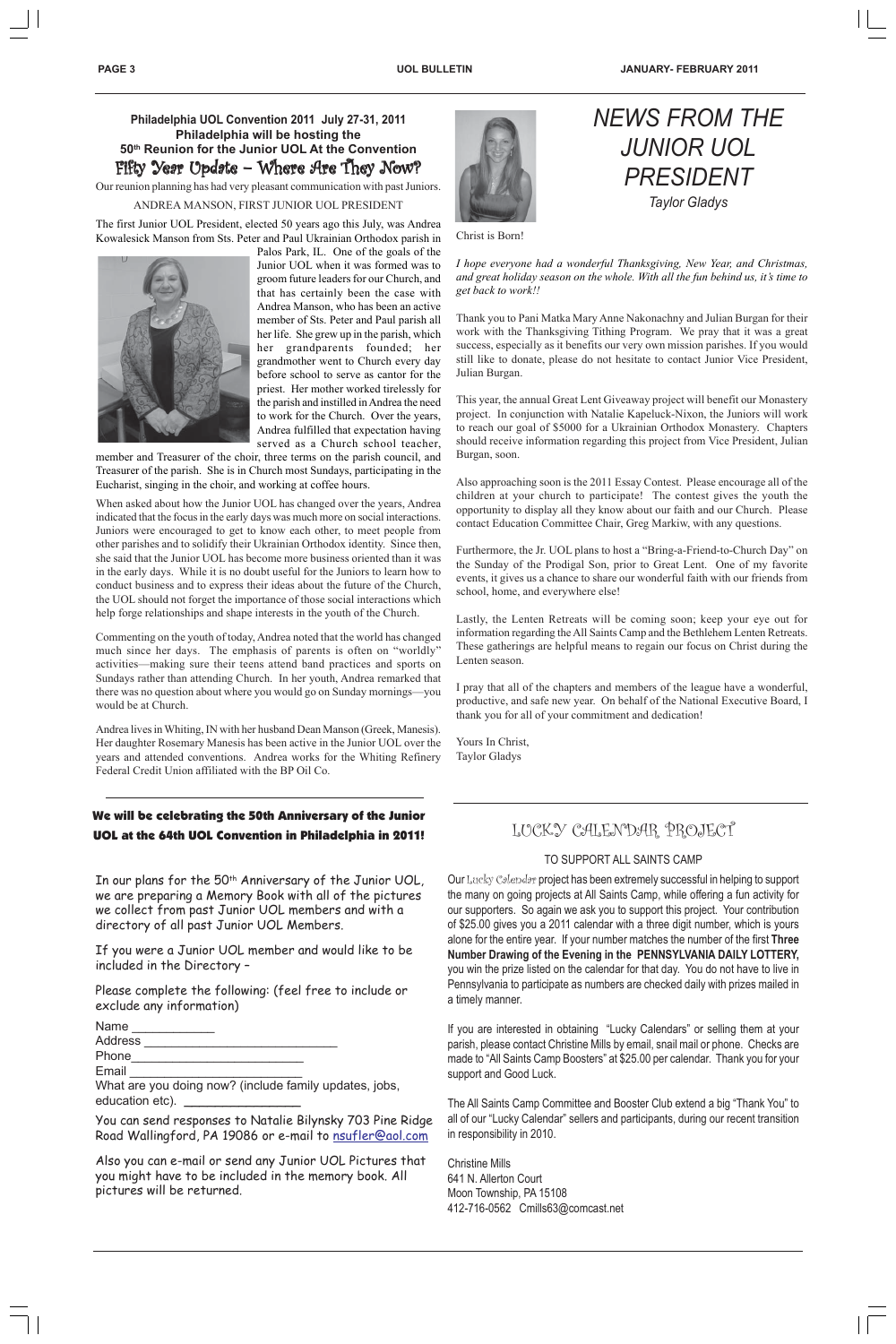**Philadelphia UOL Convention 2011 July 27-31, 2011**
**Philadelphia will be hosting the**
**50th Reunion for the Junior UOL At the Convention**

## Fifty Year Update – Where Are They Now?

Our reunion planning has had very pleasant communication with past Juniors.

ANDREA MANSON, FIRST JUNIOR UOL PRESIDENT

The first Junior UOL President, elected 50 years ago this July, was Andrea Kowalesick Manson from Sts. Peter and Paul Ukrainian Orthodox parish in Palos Park, IL. One of the goals of the Junior UOL when it was formed was to groom future leaders for our Church, and that has certainly been the case with Andrea Manson, who has been an active member of Sts. Peter and Paul parish all her life. She grew up in the parish, which her grandparents founded; her grandmother went to Church every day before school to serve as cantor for the priest. Her mother worked tirelessly for the parish and instilled in Andrea the need to work for the Church. Over the years, Andrea fulfilled that expectation having served as a Church school teacher, member and Treasurer of the choir, three terms on the parish council, and Treasurer of the parish. She is in Church most Sundays, participating in the Eucharist, singing in the choir, and working at coffee hours.

When asked about how the Junior UOL has changed over the years, Andrea indicated that the focus in the early days was much more on social interactions. Juniors were encouraged to get to know each other, to meet people from other parishes and to solidify their Ukrainian Orthodox identity. Since then, she said that the Junior UOL has become more business oriented than it was in the early days. While it is no doubt useful for the Juniors to learn how to conduct business and to express their ideas about the future of the Church, the UOL should not forget the importance of those social interactions which help forge relationships and shape interests in the youth of the Church.

Commenting on the youth of today, Andrea noted that the world has changed much since her days. The emphasis of parents is often on "worldly" activities—making sure their teens attend band practices and sports on Sundays rather than attending Church. In her youth, Andrea remarked that there was no question about where you would go on Sunday mornings—you would be at Church.

Andrea lives in Whiting, IN with her husband Dean Manson (Greek, Manesis). Her daughter Rosemary Manesis has been active in the Junior UOL over the years and attended conventions. Andrea works for the Whiting Refinery Federal Credit Union affiliated with the BP Oil Co.

**We will be celebrating the 50th Anniversary of the Junior UOL at the 64th UOL Convention in Philadelphia in 2011!**

In our plans for the 50th Anniversary of the Junior UOL, we are preparing a Memory Book with all of the pictures we collect from past Junior UOL members and with a directory of all past Junior UOL Members.

If you were a Junior UOL member and would like to be included in the Directory –

Please complete the following: (feel free to include or exclude any information)

Name ___________
Address ___________________________
Phone________________________
Email ________________________
What are you doing now? (include family updates, jobs, education etc). _______________

You can send responses to Natalie Bilynsky 703 Pine Ridge Road Wallingford, PA 19086 or e-mail to nsufler@aol.com

Also you can e-mail or send any Junior UOL Pictures that you might have to be included in the memory book. All pictures will be returned.

# NEWS FROM THE JUNIOR UOL PRESIDENT

*Taylor Gladys*

Christ is Born!

*I hope everyone had a wonderful Thanksgiving, New Year, and Christmas, and great holiday season on the whole. With all the fun behind us, it's time to get back to work!!*

Thank you to Pani Matka Mary Anne Nakonachny and Julian Burgan for their work with the Thanksgiving Tithing Program. We pray that it was a great success, especially as it benefits our very own mission parishes. If you would still like to donate, please do not hesitate to contact Junior Vice President, Julian Burgan.

This year, the annual Great Lent Giveaway project will benefit our Monastery project. In conjunction with Natalie Kapeluck-Nixon, the Juniors will work to reach our goal of $5000 for a Ukrainian Orthodox Monastery. Chapters should receive information regarding this project from Vice President, Julian Burgan, soon.

Also approaching soon is the 2011 Essay Contest. Please encourage all of the children at your church to participate! The contest gives the youth the opportunity to display all they know about our faith and our Church. Please contact Education Committee Chair, Greg Markiw, with any questions.

Furthermore, the Jr. UOL plans to host a "Bring-a-Friend-to-Church Day" on the Sunday of the Prodigal Son, prior to Great Lent. One of my favorite events, it gives us a chance to share our wonderful faith with our friends from school, home, and everywhere else!

Lastly, the Lenten Retreats will be coming soon; keep your eye out for information regarding the All Saints Camp and the Bethlehem Lenten Retreats. These gatherings are helpful means to regain our focus on Christ during the Lenten season.

I pray that all of the chapters and members of the league have a wonderful, productive, and safe new year. On behalf of the National Executive Board, I thank you for all of your commitment and dedication!

Yours In Christ,
Taylor Gladys

## LUCKY CALENDAR PROJECT

TO SUPPORT ALL SAINTS CAMP

Our Lucky Calendar project has been extremely successful in helping to support the many on going projects at All Saints Camp, while offering a fun activity for our supporters. So again we ask you to support this project. Your contribution of $25.00 gives you a 2011 calendar with a three digit number, which is yours alone for the entire year. If your number matches the number of the first **Three Number Drawing of the Evening in the PENNSYLVANIA DAILY LOTTERY,** you win the prize listed on the calendar for that day. You do not have to live in Pennsylvania to participate as numbers are checked daily with prizes mailed in a timely manner.

If you are interested in obtaining "Lucky Calendars" or selling them at your parish, please contact Christine Mills by email, snail mail or phone. Checks are made to "All Saints Camp Boosters" at $25.00 per calendar. Thank you for your support and Good Luck.

The All Saints Camp Committee and Booster Club extend a big "Thank You" to all of our "Lucky Calendar" sellers and participants, during our recent transition in responsibility in 2010.

Christine Mills
641 N. Allerton Court
Moon Township, PA 15108
412-716-0562 Cmills63@comcast.net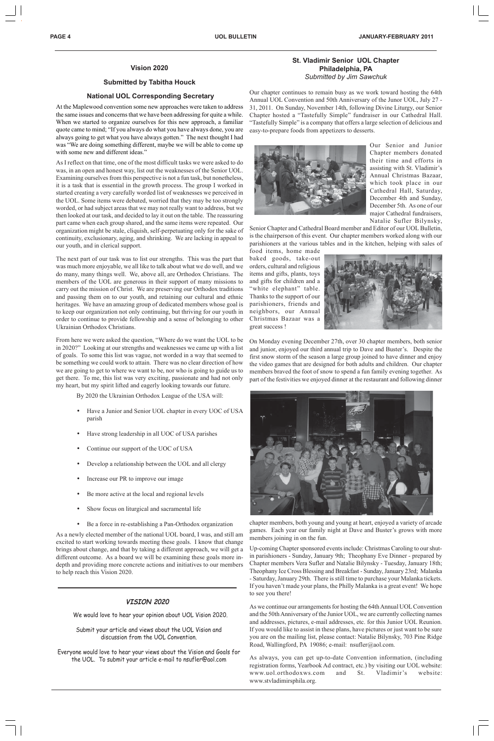## Vision 2020

### Submitted by Tabitha Houck

### National UOL Corresponding Secretary

At the Maplewood convention some new approaches were taken to address the same issues and concerns that we have been addressing for quite a while. When we started to organize ourselves for this new approach, a familiar quote came to mind; "If you always do what you have always done, you are always going to get what you have always gotten." The next thought I had was "We are doing something different, maybe we will be able to come up with some new and different ideas."

As I reflect on that time, one of the most difficult tasks we were asked to do was, in an open and honest way, list out the weaknesses of the Senior UOL. Examining ourselves from this perspective is not a fun task, but nonetheless, it is a task that is essential in the growth process. The group I worked in started creating a very carefully worded list of weaknesses we perceived in the UOL. Some items were debated, worried that they may be too strongly worded, or had subject areas that we may not really want to address, but we then looked at our task, and decided to lay it out on the table. The reassuring part came when each group shared, and the same items were repeated. Our organization might be stale, cliquish, self-perpetuating only for the sake of continuity, exclusionary, aging, and shrinking. We are lacking in appeal to our youth, and in clerical support.

The next part of our task was to list our strengths. This was the part that was much more enjoyable, we all like to talk about what we do well, and we do many, many things well. We, above all, are Orthodox Christians. The members of the UOL are generous in their support of many missions to carry out the mission of Christ. We are preserving our Orthodox traditions and passing them on to our youth, and retaining our cultural and ethnic heritages. We have an amazing group of dedicated members whose goal is to keep our organization not only continuing, but thriving for our youth in order to continue to provide fellowship and a sense of belonging to other Ukrainian Orthodox Christians.

From here we were asked the question, "Where do we want the UOL to be in 2020?" Looking at our strengths and weaknesses we came up with a list of goals. To some this list was vague, not worded in a way that seemed to be something we could work to attain. There was no clear direction of how we are going to get to where we want to be, nor who is going to guide us to get there. To me, this list was very exciting, passionate and had not only my heart, but my spirit lifted and eagerly looking towards our future.

By 2020 the Ukrainian Orthodox League of the USA will:

- Have a Junior and Senior UOL chapter in every UOC of USA parish
- Have strong leadership in all UOC of USA parishes
- Continue our support of the UOC of USA
- Develop a relationship between the UOL and all clergy
- Increase our PR to improve our image
- Be more active at the local and regional levels
- Show focus on liturgical and sacramental life
- Be a force in re-establishing a Pan-Orthodox organization

As a newly elected member of the national UOL board, I was, and still am excited to start working towards meeting these goals. I know that change brings about change, and that by taking a different approach, we will get a different outcome. As a board we will be examining these goals more in-depth and providing more concrete actions and initiatives to our members to help reach this Vision 2020.

---

### *VISION 2020*

We would love to hear your opinion about UOL Vision 2020.

Submit your article and views about the UOL Vision and discussion from the UOL Convention.

Everyone would love to hear your views about the Vision and Goals for the UOL. To submit your article e-mail to nsufler@aol.com

---

## St. Vladimir Senior UOL Chapter
### Philadelphia, PA
*Submitted by Jim Sawchuk*

Our chapter continues to remain busy as we work toward hosting the 64th Annual UOL Convention and 50th Anniversary of the Junor UOL, July 27 - 31, 2011. On Sunday, November 14th, following Divine Liturgy, our Senior Chapter hosted a "Tastefully Simple" fundraiser in our Cathedral Hall. "Tastefully Simple" is a company that offers a large selection of delicious and easy-to-prepare foods from appetizers to desserts.

Our Senior and Junior Chapter members donated their time and efforts in assisting with St. Vladimir's Annual Christmas Bazaar, which took place in our Cathedral Hall, Saturday, December 4th and Sunday, December 5th. As one of our major Cathedral fundraisers, Natalie Sufler Bilynsky, Senior Chapter and Cathedral Board member and Editor of our UOL Bulletin, is the chairperson of this event. Our chapter members worked along with our parishioners at the various tables and in the kitchen, helping with sales of food items, home made baked goods, take-out orders, cultural and religious items and gifts, plants, toys and gifts for children and a "white elephant" table. Thanks to the support of our parishioners, friends and neighbors, our Annual Christmas Bazaar was a great success !

On Monday evening December 27th, over 30 chapter members, both senior and junior, enjoyed our third annual trip to Dave and Buster's. Despite the first snow storm of the season a large group joined to have dinner and enjoy the video games that are designed for both adults and children. Our chapter members braved the foot of snow to spend a fun family evening together. As part of the festivities we enjoyed dinner at the restaurant and following dinner chapter members, both young and young at heart, enjoyed a variety of arcade games. Each year our family night at Dave and Buster's grows with more members joining in on the fun.

Up-coming Chapter sponsored events include: Christmas Caroling to our shut-in parishioners - Sunday, January 9th; Theophany Eve Dinner - prepared by Chapter members Vera Sufler and Natalie Bilynsky - Tuesday, January 18th; Theophany Ice Cross Blessing and Breakfast - Sunday, January 23rd; Malanka - Saturday, January 29th. There is still time to purchase your Malanka tickets. If you haven't made your plans, the Philly Malanka is a great event! We hope to see you there!

As we continue our arrangements for hosting the 64th Annual UOL Convention and the 50th Anniversary of the Junior UOL, we are currently collecting names and addresses, pictures, e-mail addresses, etc. for this Junior UOL Reunion. If you would like to assist in these plans, have pictures or just want to be sure you are on the mailing list, please contact: Natalie Bilynsky, 703 Pine Ridge Road, Wallingford, PA 19086; e-mail: nsufler@aol.com.

As always, you can get up-to-date Convention information, (including registration forms, Yearbook Ad contract, etc.) by visiting our UOL website: www.uol.orthodoxws.com and St. Vladimir's website: www.stvladimirsphila.org.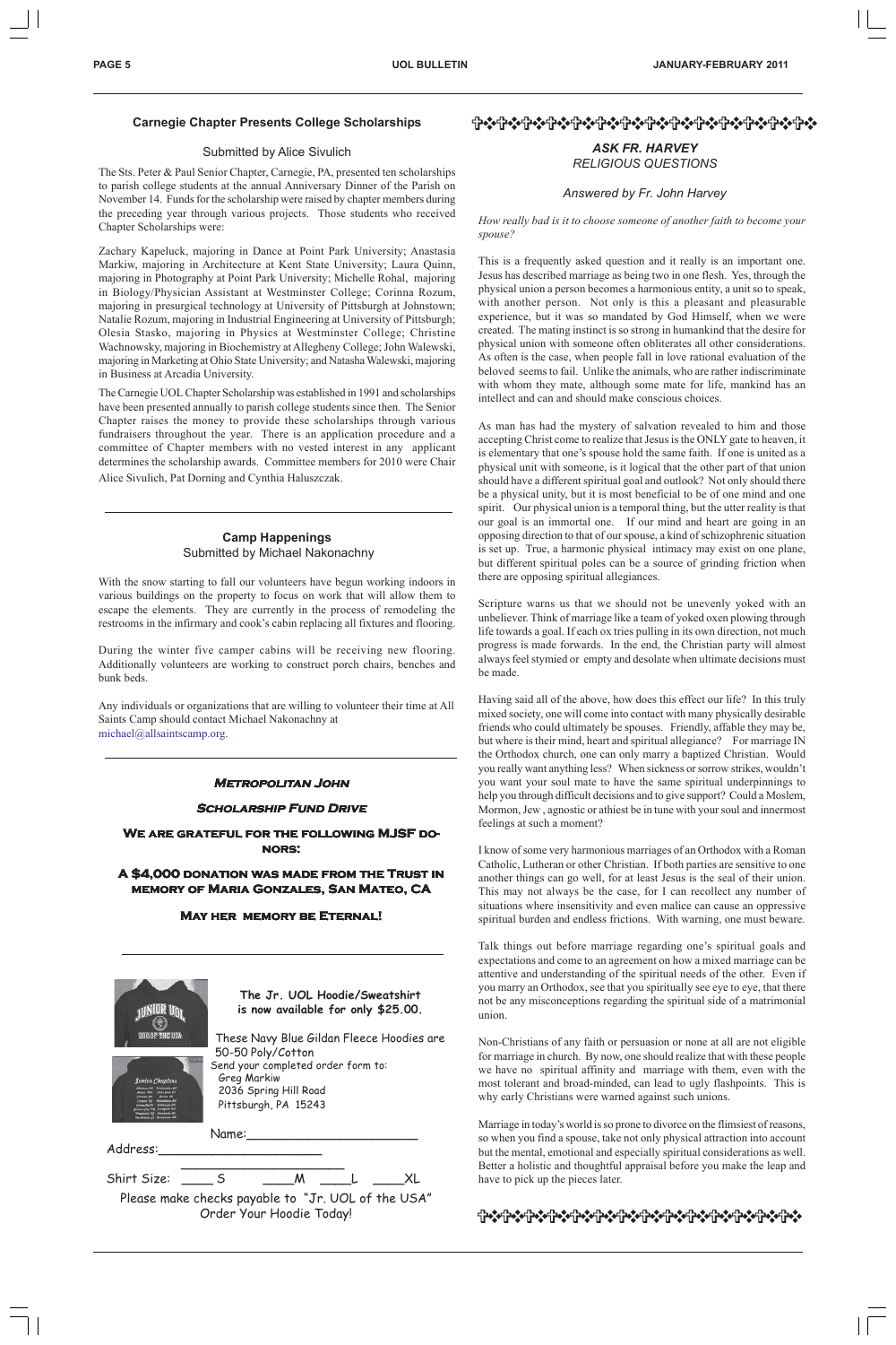### Carnegie Chapter Presents College Scholarships

Submitted by Alice Sivulich

The Sts. Peter & Paul Senior Chapter, Carnegie, PA, presented ten scholarships to parish college students at the annual Anniversary Dinner of the Parish on November 14. Funds for the scholarship were raised by chapter members during the preceding year through various projects. Those students who received Chapter Scholarships were:

Zachary Kapeluck, majoring in Dance at Point Park University; Anastasia Markiw, majoring in Architecture at Kent State University; Laura Quinn, majoring in Photography at Point Park University; Michelle Rohal, majoring in Biology/Physician Assistant at Westminster College; Corinna Rozum, majoring in presurgical technology at University of Pittsburgh at Johnstown; Natalie Rozum, majoring in Industrial Engineering at University of Pittsburgh; Olesia Stasko, majoring in Physics at Westminster College; Christine Wachnowsky, majoring in Biochemistry at Allegheny College; John Walewski, majoring in Marketing at Ohio State University; and Natasha Walewski, majoring in Business at Arcadia University.

The Carnegie UOL Chapter Scholarship was established in 1991 and scholarships have been presented annually to parish college students since then. The Senior Chapter raises the money to provide these scholarships through various fundraisers throughout the year. There is an application procedure and a committee of Chapter members with no vested interest in any applicant determines the scholarship awards. Committee members for 2010 were Chair Alice Sivulich, Pat Dorning and Cynthia Haluszczak.

### Camp Happenings

Submitted by Michael Nakonachny

With the snow starting to fall our volunteers have begun working indoors in various buildings on the property to focus on work that will allow them to escape the elements. They are currently in the process of remodeling the restrooms in the infirmary and cook's cabin replacing all fixtures and flooring.

During the winter five camper cabins will be receiving new flooring. Additionally volunteers are working to construct porch chairs, benches and bunk beds.

Any individuals or organizations that are willing to volunteer their time at All Saints Camp should contact Michael Nakonachny at michael@allsaintscamp.org.

### Metropolitan John

### Scholarship Fund Drive

**We are grateful for the following MJSF donors:**

**A $4,000 donation was made from the Trust in memory of Maria Gonzales, San Mateo, CA**

**May her memory be Eternal!**

**The Jr. UOL Hoodie/Sweatshirt is now available for only $25.00.**

These Navy Blue Gildan Fleece Hoodies are 50-50 Poly/Cotton

Send your completed order form to:
Greg Markiw
2036 Spring Hill Road
Pittsburgh, PA 15243

Name:______________________

Address:______________________

______________________

Shirt Size: ____ S ____M ____L ____XL

Please make checks payable to "Jr. UOL of the USA"

Order Your Hoodie Today!

### ASK FR. HARVEY
### RELIGIOUS QUESTIONS

*Answered by Fr. John Harvey*

*How really bad is it to choose someone of another faith to become your spouse?*

This is a frequently asked question and it really is an important one. Jesus has described marriage as being two in one flesh. Yes, through the physical union a person becomes a harmonious entity, a unit so to speak, with another person. Not only is this a pleasant and pleasurable experience, but it was so mandated by God Himself, when we were created. The mating instinct is so strong in humankind that the desire for physical union with someone often obliterates all other considerations. As often is the case, when people fall in love rational evaluation of the beloved seems to fail. Unlike the animals, who are rather indiscriminate with whom they mate, although some mate for life, mankind has an intellect and can and should make conscious choices.

As man has had the mystery of salvation revealed to him and those accepting Christ come to realize that Jesus is the ONLY gate to heaven, it is elementary that one's spouse hold the same faith. If one is united as a physical unit with someone, is it logical that the other part of that union should have a different spiritual goal and outlook? Not only should there be a physical unity, but it is most beneficial to be of one mind and one spirit. Our physical union is a temporal thing, but the utter reality is that our goal is an immortal one. If our mind and heart are going in an opposing direction to that of our spouse, a kind of schizophrenic situation is set up. True, a harmonic physical intimacy may exist on one plane, but different spiritual poles can be a source of grinding friction when there are opposing spiritual allegiances.

Scripture warns us that we should not be unevenly yoked with an unbeliever. Think of marriage like a team of yoked oxen plowing through life towards a goal. If each ox tries pulling in its own direction, not much progress is made forwards. In the end, the Christian party will almost always feel stymied or empty and desolate when ultimate decisions must be made.

Having said all of the above, how does this effect our life? In this truly mixed society, one will come into contact with many physically desirable friends who could ultimately be spouses. Friendly, affable they may be, but where is their mind, heart and spiritual allegiance? For marriage IN the Orthodox church, one can only marry a baptized Christian. Would you really want anything less? When sickness or sorrow strikes, wouldn't you want your soul mate to have the same spiritual underpinnings to help you through difficult decisions and to give support? Could a Moslem, Mormon, Jew , agnostic or athiest be in tune with your soul and innermost feelings at such a moment?

I know of some very harmonious marriages of an Orthodox with a Roman Catholic, Lutheran or other Christian. If both parties are sensitive to one another things can go well, for at least Jesus is the seal of their union. This may not always be the case, for I can recollect any number of situations where insensitivity and even malice can cause an oppressive spiritual burden and endless frictions. With warning, one must beware.

Talk things out before marriage regarding one's spiritual goals and expectations and come to an agreement on how a mixed marriage can be attentive and understanding of the spiritual needs of the other. Even if you marry an Orthodox, see that you spiritually see eye to eye, that there not be any misconceptions regarding the spiritual side of a matrimonial union.

Non-Christians of any faith or persuasion or none at all are not eligible for marriage in church. By now, one should realize that with these people we have no spiritual affinity and marriage with them, even with the most tolerant and broad-minded, can lead to ugly flashpoints. This is why early Christians were warned against such unions.

Marriage in today's world is so prone to divorce on the flimsiest of reasons, so when you find a spouse, take not only physical attraction into account but the mental, emotional and especially spiritual considerations as well. Better a holistic and thoughtful appraisal before you make the leap and have to pick up the pieces later.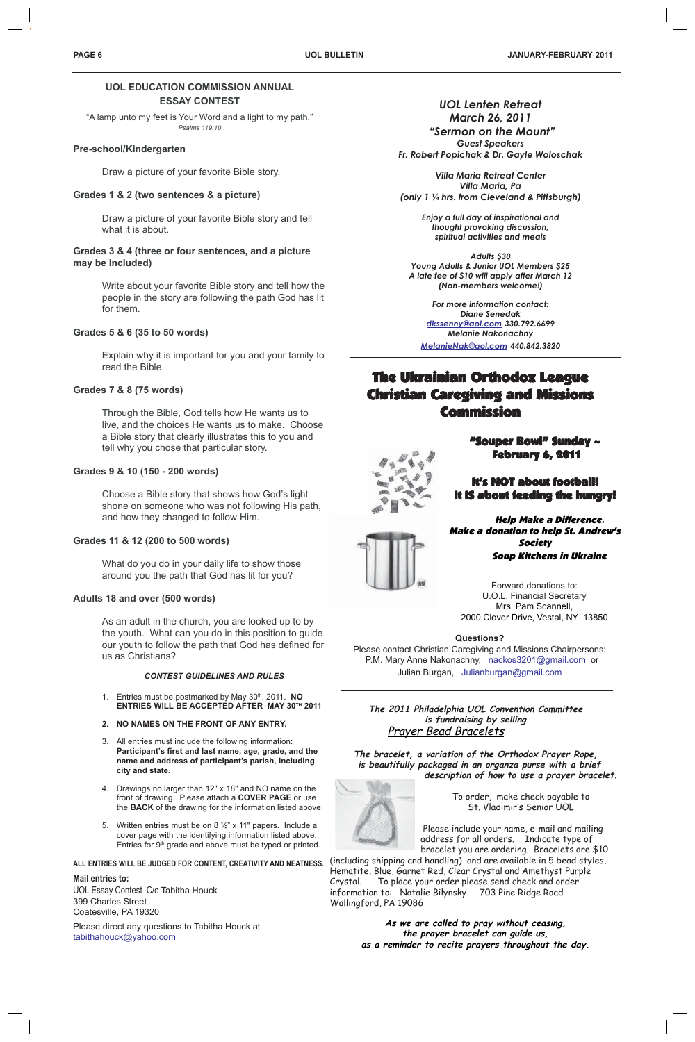## UOL EDUCATION COMMISSION ANNUAL ESSAY CONTEST

"A lamp unto my feet is Your Word and a light to my path."
*Psalms 119:10*

**Pre-school/Kindergarten**

Draw a picture of your favorite Bible story.

**Grades 1 & 2 (two sentences & a picture)**

Draw a picture of your favorite Bible story and tell what it is about.

**Grades 3 & 4 (three or four sentences, and a picture may be included)**

Write about your favorite Bible story and tell how the people in the story are following the path God has lit for them.

**Grades 5 & 6 (35 to 50 words)**

Explain why it is important for you and your family to read the Bible.

**Grades 7 & 8 (75 words)**

Through the Bible, God tells how He wants us to live, and the choices He wants us to make. Choose a Bible story that clearly illustrates this to you and tell why you chose that particular story.

**Grades 9 & 10 (150 - 200 words)**

Choose a Bible story that shows how God's light shone on someone who was not following His path, and how they changed to follow Him.

**Grades 11 & 12 (200 to 500 words)**

What do you do in your daily life to show those around you the path that God has lit for you?

**Adults 18 and over (500 words)**

As an adult in the church, you are looked up to by the youth. What can you do in this position to guide our youth to follow the path that God has defined for us as Christians?

***CONTEST GUIDELINES AND RULES***

1. Entries must be postmarked by May 30th, 2011. **NO ENTRIES WILL BE ACCEPTED AFTER MAY 30TH 2011**
2. **NO NAMES ON THE FRONT OF ANY ENTRY.**
3. All entries must include the following information: **Participant's first and last name, age, grade, and the name and address of participant's parish, including city and state.**
4. Drawings no larger than 12" x 18" and NO name on the front of drawing. Please attach a **COVER PAGE** or use the **BACK** of the drawing for the information listed above.
5. Written entries must be on 8 ½" x 11" papers. Include a cover page with the identifying information listed above. Entries for 9th grade and above must be typed or printed.

**ALL ENTRIES WILL BE JUDGED FOR CONTENT, CREATIVITY AND NEATNESS.**

**Mail entries to:**
UOL Essay Contest C/o Tabitha Houck
399 Charles Street
Coatesville, PA 19320

Please direct any questions to Tabitha Houck at tabithahouck@yahoo.com

---

***UOL Lenten Retreat***
***March 26, 2011***
***"Sermon on the Mount"***
***Guest Speakers***
***Fr. Robert Popichak & Dr. Gayle Woloschak***

***Villa Maria Retreat Center***
***Villa Maria, Pa***
***(only 1 ¼ hrs. from Cleveland & Pittsburgh)***

***Enjoy a full day of inspirational and thought provoking discussion, spiritual activities and meals***

***Adults $30***
***Young Adults & Junior UOL Members $25***
***A late fee of $10 will apply after March 12***
***(Non-members welcome!)***

***For more information contact:***
***Diane Senedak***
***dkssenny@aol.com 330.792.6699***
***Melanie Nakonachny***
***MelanieNak@aol.com 440.842.3820***

---

## The Ukrainian Orthodox League Christian Caregiving and Missions Commission

**"Souper Bowl" Sunday ~ February 6, 2011**

**It's NOT about football!**
**It IS about feeding the hungry!**

***Help Make a Difference.***
***Make a donation to help St. Andrew's Society Soup Kitchens in Ukraine***

Forward donations to:
U.O.L. Financial Secretary
Mrs. Pam Scannell,
2000 Clover Drive, Vestal, NY 13850

**Questions?**
Please contact Christian Caregiving and Missions Chairpersons:
P.M. Mary Anne Nakonachny, nackos3201@gmail.com or
Julian Burgan, Julianburgan@gmail.com

---

***The 2011 Philadelphia UOL Convention Committee is fundraising by selling***
*Prayer Bead Bracelets*

***The bracelet, a variation of the Orthodox Prayer Rope, is beautifully packaged in an organza purse with a brief description of how to use a prayer bracelet.***

To order, make check payable to St. Vladimir's Senior UOL

Please include your name, e-mail and mailing address for all orders. Indicate type of bracelet you are ordering. Bracelets are $10 (including shipping and handling) and are available in 5 bead styles, Hematite, Blue, Garnet Red, Clear Crystal and Amethyst Purple Crystal. To place your order please send check and order information to: Natalie Bilynsky 703 Pine Ridge Road Wallingford, PA 19086

***As we are called to pray without ceasing, the prayer bracelet can guide us, as a reminder to recite prayers throughout the day.***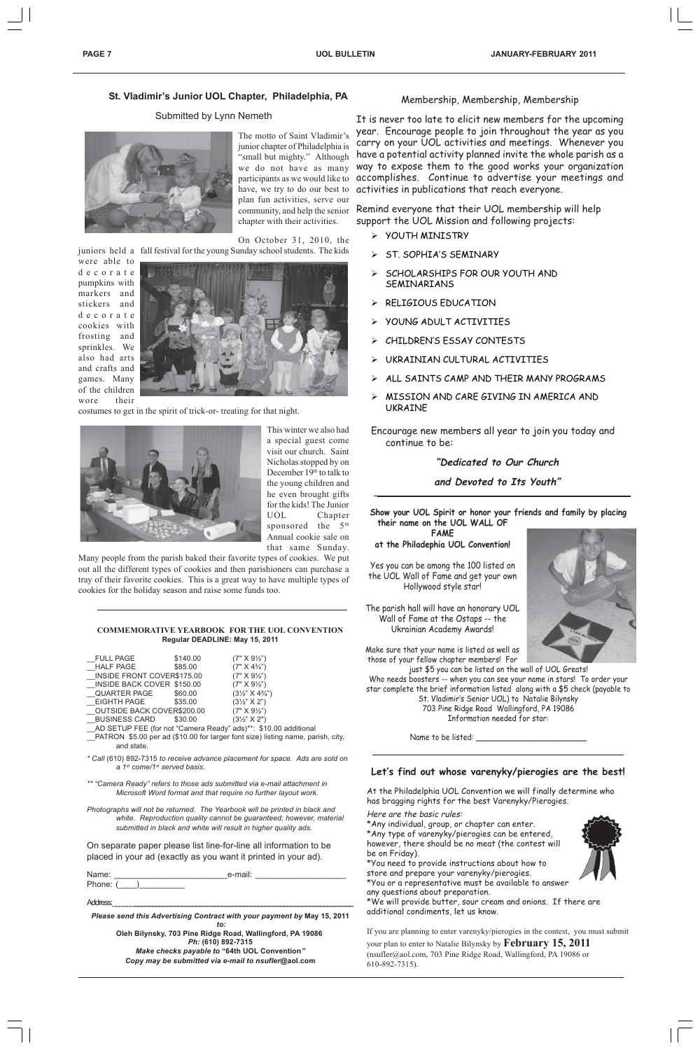## St. Vladimir's Junior UOL Chapter, Philadelphia, PA

Submitted by Lynn Nemeth

The motto of Saint Vladimir's junior chapter of Philadelphia is "small but mighty." Although we do not have as many participants as we would like to have, we try to do our best to plan fun activities, serve our community, and help the senior chapter with their activities.

On October 31, 2010, the juniors held a fall festival for the young Sunday school students. The kids were able to decorate pumpkins with markers and stickers and decorate cookies with frosting and sprinkles. We also had arts and crafts and games. Many of the children wore their costumes to get in the spirit of trick-or- treating for that night.

This winter we also had a special guest come visit our church. Saint Nicholas stopped by on December 19th to talk to the young children and he even brought gifts for the kids! The Junior UOL Chapter sponsored the 5th Annual cookie sale on that same Sunday. Many people from the parish baked their favorite types of cookies. We put out all the different types of cookies and then parishioners can purchase a tray of their favorite cookies. This is a great way to have multiple types of cookies for the holiday season and raise some funds too.

---

### COMMEMORATIVE YEARBOOK FOR THE UOL CONVENTION

**Regular DEADLINE: May 15, 2011**

| | | |
|---|---|---|
| __FULL PAGE | $140.00 | (7" X 9½") |
| __HALF PAGE | $85.00 | (7" X 4¾") |
| __INSIDE FRONT COVER | $175.00 | (7" X 9½") |
| __INSIDE BACK COVER | $150.00 | (7" X 9½") |
| __QUARTER PAGE | $60.00 | (3½" X 4¾") |
| __EIGHTH PAGE | $35.00 | (3½" X 2") |
| __OUTSIDE BACK COVER | $200.00 | (7" X 9½") |
| __BUSINESS CARD | $30.00 | (3½" X 2") |

__AD SETUP FEE (for not "Camera Ready" ads)**: $10.00 additional

__PATRON $5.00 per ad ($10.00 for larger font size) listing name, parish, city, and state.

*\* Call (610) 892-7315 to receive advance placement for space. Ads are sold on a 1st come/1st served basis.*

*\*\* "Camera Ready" refers to those ads submitted via e-mail attachment in Microsoft Word format and that require no further layout work.*

*Photographs will not be returned. The Yearbook will be printed in black and white. Reproduction quality cannot be guaranteed; however, material submitted in black and white will result in higher quality ads.*

On separate paper please list line-for-line all information to be placed in your ad (exactly as you want it printed in your ad).

Name: ________________________e-mail: ____________________
Phone: (____)__________

Address:___________________________________________

***Please send this Advertising Contract with your payment by* May 15, 2011 *to:***

**Oleh Bilynsky, 703 Pine Ridge Road, Wallingford, PA 19086**
***Ph:* (610) 892-7315**
***Make checks payable to* "64th UOL Convention"**
***Copy may be submitted via e-mail to* nsufler@aol.com**

---

## Membership, Membership, Membership

It is never too late to elicit new members for the upcoming year. Encourage people to join throughout the year as you carry on your UOL activities and meetings. Whenever you have a potential activity planned invite the whole parish as a way to expose them to the good works your organization accomplishes. Continue to advertise your meetings and activities in publications that reach everyone.

Remind everyone that their UOL membership will help support the UOL Mission and following projects:

- YOUTH MINISTRY
- ST. SOPHIA'S SEMINARY
- SCHOLARSHIPS FOR OUR YOUTH AND SEMINARIANS
- RELIGIOUS EDUCATION
- YOUNG ADULT ACTIVITIES
- CHILDREN'S ESSAY CONTESTS
- UKRAINIAN CULTURAL ACTIVITIES
- ALL SAINTS CAMP AND THEIR MANY PROGRAMS
- MISSION AND CARE GIVING IN AMERICA AND UKRAINE

Encourage new members all year to join you today and continue to be:

***"Dedicated to Our Church***

***and Devoted to Its Youth"***

---

**Show your UOL Spirit or honor your friends and family by placing their name on the UOL WALL OF FAME at the Philadephia UOL Convention!**

Yes you can be among the 100 listed on the UOL Wall of Fame and get your own Hollywood style star!

The parish hall will have an honorary UOL Wall of Fame at the Ostaps -- the Ukrainian Academy Awards!

Make sure that your name is listed as well as those of your fellow chapter members! For just $5 you can be listed on the wall of UOL Greats! Who needs boosters -- when you can see your name in stars! To order your star complete the brief information listed along with a $5 check (payable to St. Vladimir's Senior UOL) to Natalie Bilynsky 703 Pine Ridge Road Wallingford, PA 19086

Information needed for star:

Name to be listed: ______________________

---

### Let's find out whose varenyky/pierogies are the best!

At the Philadelphia UOL Convention we will finally determine who has bragging rights for the best Varenyky/Pierogies.

*Here are the basic rules:*

\*Any individual, group, or chapter can enter.
\*Any type of varenyky/pierogies can be entered, however, there should be no meat (the contest will be on Friday).
\*You need to provide instructions about how to store and prepare your varenyky/pierogies.
\*You or a representative must be available to answer any questions about preparation.
\*We will provide butter, sour cream and onions. If there are additional condiments, let us know.

If you are planning to enter varenyky/pierogies in the contest, you must submit your plan to enter to Natalie Bilynsky by **February 15, 2011** (nsufler@aol.com, 703 Pine Ridge Road, Wallingford, PA 19086 or 610-892-7315).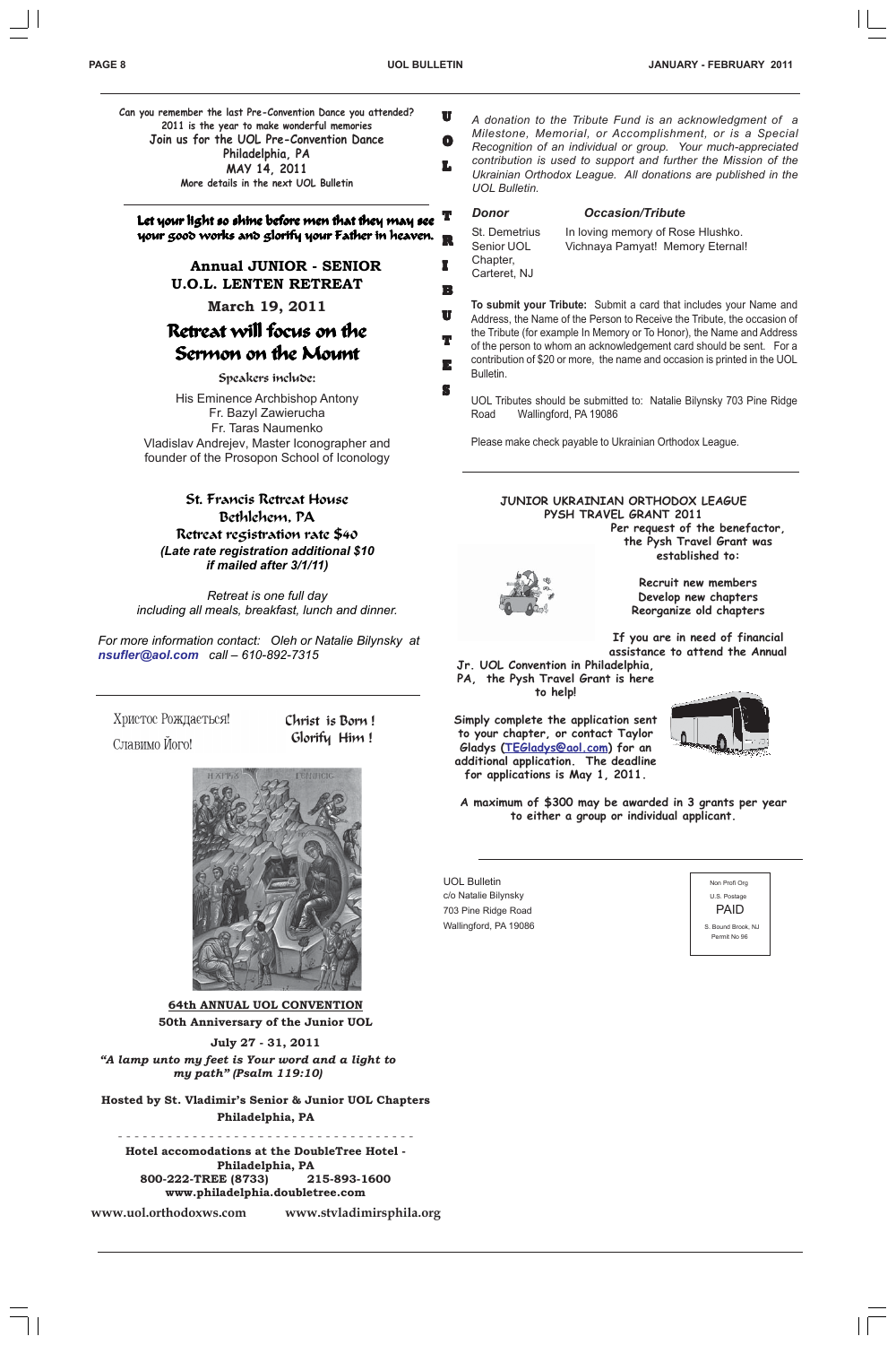Can you remember the last Pre-Convention Dance you attended?
2011 is the year to make wonderful memories
Join us for the UOL Pre-Convention Dance
Philadelphia, PA
MAY 14, 2011
More details in the next UOL Bulletin

**Let your light so shine before men that they may see your good works and glorify your Father in heaven.**

## Annual JUNIOR - SENIOR U.O.L. LENTEN RETREAT

**March 19, 2011**

## Retreat will focus on the Sermon on the Mount

Speakers include:

His Eminence Archbishop Antony
Fr. Bazyl Zawierucha
Fr. Taras Naumenko
Vladislav Andrejev, Master Iconographer and founder of the Prosopon School of Iconology

**St. Francis Retreat House**
**Bethlehem, PA**
**Retreat registration rate $40**
***(Late rate registration additional $10 if mailed after 3/1/11)***

*Retreat is one full day including all meals, breakfast, lunch and dinner.*

*For more information contact: Oleh or Natalie Bilynsky at **nsufler@aol.com** call – 610-892-7315*

Христос Рождаеться!
Славимо Його!

Christ is Born !
Glorify Him !

**64th ANNUAL UOL CONVENTION**
**50th Anniversary of the Junior UOL**

**July 27 - 31, 2011**
***"A lamp unto my feet is Your word and a light to my path" (Psalm 119:10)***

**Hosted by St. Vladimir's Senior & Junior UOL Chapters Philadelphia, PA**

**Hotel accomodations at the DoubleTree Hotel - Philadelphia, PA**
**800-222-TREE (8733) 215-893-1600**
**www.philadelphia.doubletree.com**

**www.uol.orthodoxws.com www.stvladimirsphila.org**

## UOL TRIBUTES

*A donation to the Tribute Fund is an acknowledgment of a Milestone, Memorial, or Accomplishment, or is a Special Recognition of an individual or group. Your much-appreciated contribution is used to support and further the Mission of the Ukrainian Orthodox League. All donations are published in the UOL Bulletin.*

| *Donor* | *Occasion/Tribute* |
|---|---|
| St. Demetrius Senior UOL Chapter, Carteret, NJ | In loving memory of Rose Hlushko. Vichnaya Pamyat! Memory Eternal! |

**To submit your Tribute:** Submit a card that includes your Name and Address, the Name of the Person to Receive the Tribute, the occasion of the Tribute (for example In Memory or To Honor), the Name and Address of the person to whom an acknowledgement card should be sent. For a contribution of $20 or more, the name and occasion is printed in the UOL Bulletin.

UOL Tributes should be submitted to: Natalie Bilynsky 703 Pine Ridge Road Wallingford, PA 19086

Please make check payable to Ukrainian Orthodox League.

**JUNIOR UKRAINIAN ORTHODOX LEAGUE**
**PYSH TRAVEL GRANT 2011**

**Per request of the benefactor, the Pysh Travel Grant was established to:**

**Recruit new members**
**Develop new chapters**
**Reorganize old chapters**

**If you are in need of financial assistance to attend the Annual Jr. UOL Convention in Philadelphia, PA, the Pysh Travel Grant is here to help!**

**Simply complete the application sent to your chapter, or contact Taylor Gladys (TEGladys@aol.com) for an additional application. The deadline for applications is May 1, 2011.**

**A maximum of $300 may be awarded in 3 grants per year to either a group or individual applicant.**

UOL Bulletin
c/o Natalie Bilynsky
703 Pine Ridge Road
Wallingford, PA 19086

Non Profi Org
U.S. Postage
PAID
S. Bound Brook, NJ
Permit No 96